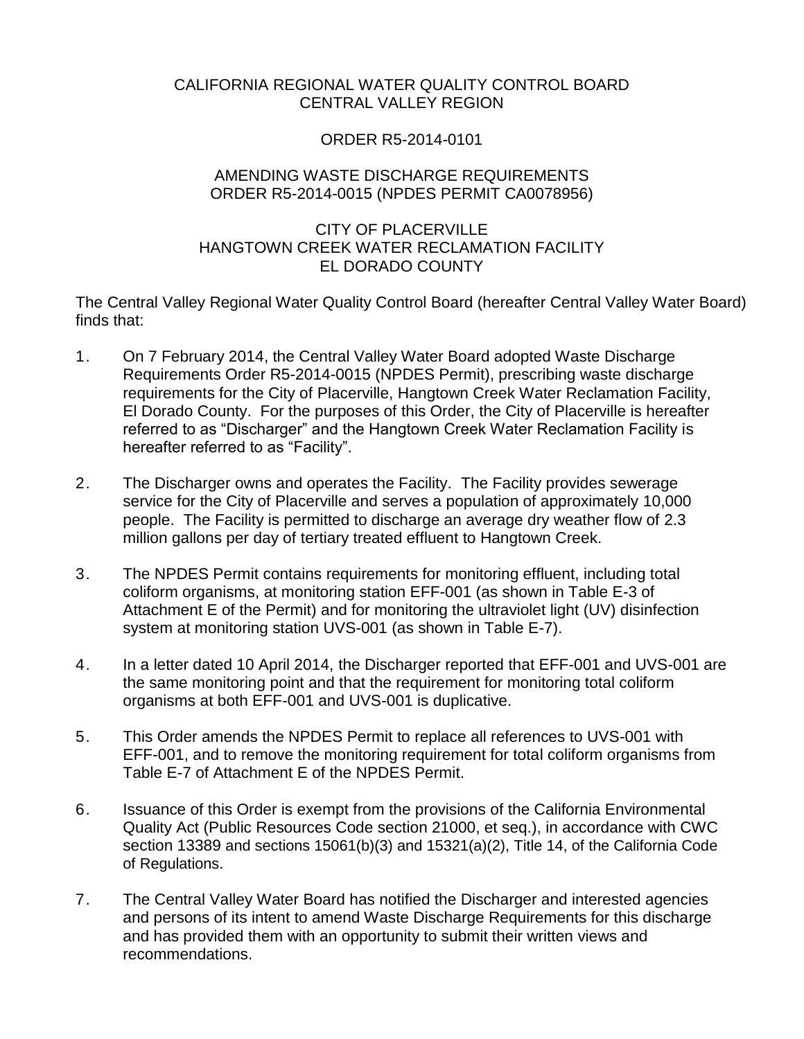# CALIFORNIA REGIONAL WATER QUALITY CONTROL BOARD
# CENTRAL VALLEY REGION

## ORDER R5-2014-0101

## AMENDING WASTE DISCHARGE REQUIREMENTS ORDER R5-2014-0015 (NPDES PERMIT CA0078956)

## CITY OF PLACERVILLE HANGTOWN CREEK WATER RECLAMATION FACILITY EL DORADO COUNTY

The Central Valley Regional Water Quality Control Board (hereafter Central Valley Water Board) finds that:

1. On 7 February 2014, the Central Valley Water Board adopted Waste Discharge Requirements Order R5-2014-0015 (NPDES Permit), prescribing waste discharge requirements for the City of Placerville, Hangtown Creek Water Reclamation Facility, El Dorado County. For the purposes of this Order, the City of Placerville is hereafter referred to as "Discharger" and the Hangtown Creek Water Reclamation Facility is hereafter referred to as "Facility".

2. The Discharger owns and operates the Facility. The Facility provides sewerage service for the City of Placerville and serves a population of approximately 10,000 people. The Facility is permitted to discharge an average dry weather flow of 2.3 million gallons per day of tertiary treated effluent to Hangtown Creek.

3. The NPDES Permit contains requirements for monitoring effluent, including total coliform organisms, at monitoring station EFF-001 (as shown in Table E-3 of Attachment E of the Permit) and for monitoring the ultraviolet light (UV) disinfection system at monitoring station UVS-001 (as shown in Table E-7).

4. In a letter dated 10 April 2014, the Discharger reported that EFF-001 and UVS-001 are the same monitoring point and that the requirement for monitoring total coliform organisms at both EFF-001 and UVS-001 is duplicative.

5. This Order amends the NPDES Permit to replace all references to UVS-001 with EFF-001, and to remove the monitoring requirement for total coliform organisms from Table E-7 of Attachment E of the NPDES Permit.

6. Issuance of this Order is exempt from the provisions of the California Environmental Quality Act (Public Resources Code section 21000, et seq.), in accordance with CWC section 13389 and sections 15061(b)(3) and 15321(a)(2), Title 14, of the California Code of Regulations.

7. The Central Valley Water Board has notified the Discharger and interested agencies and persons of its intent to amend Waste Discharge Requirements for this discharge and has provided them with an opportunity to submit their written views and recommendations.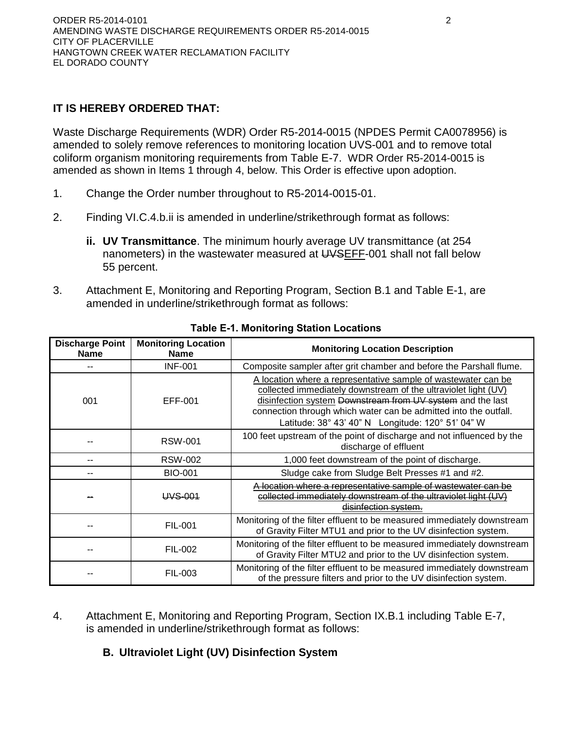**IT IS HEREBY ORDERED THAT:**

Waste Discharge Requirements (WDR) Order R5-2014-0015 (NPDES Permit CA0078956) is amended to solely remove references to monitoring location UVS-001 and to remove total coliform organism monitoring requirements from Table E-7. WDR Order R5-2014-0015 is amended as shown in Items 1 through 4, below. This Order is effective upon adoption.

1. Change the Order number throughout to R5-2014-0015-01.

2. Finding VI.C.4.b.ii is amended in underline/strikethrough format as follows:

   **ii. UV Transmittance**. The minimum hourly average UV transmittance (at 254 nanometers) in the wastewater measured at ~~UVS~~<u>EFF</u>-001 shall not fall below 55 percent.

3. Attachment E, Monitoring and Reporting Program, Section B.1 and Table E-1, are amended in underline/strikethrough format as follows:

**Table E-1. Monitoring Station Locations**

| Discharge Point Name | Monitoring Location Name | Monitoring Location Description |
|---|---|---|
| -- | INF-001 | Composite sampler after grit chamber and before the Parshall flume. |
| 001 | EFF-001 | <u>A location where a representative sample of wastewater can be collected immediately downstream of the ultraviolet light (UV) disinfection system</u> ~~Downstream from UV system~~ and the last connection through which water can be admitted into the outfall. Latitude: 38° 43' 40" N Longitude: 120° 51' 04" W |
| -- | RSW-001 | 100 feet upstream of the point of discharge and not influenced by the discharge of effluent |
| -- | RSW-002 | 1,000 feet downstream of the point of discharge. |
| -- | BIO-001 | Sludge cake from Sludge Belt Presses #1 and #2. |
| ~~--~~ | ~~UVS-001~~ | ~~A location where a representative sample of wastewater can be collected immediately downstream of the ultraviolet light (UV) disinfection system.~~ |
| -- | FIL-001 | Monitoring of the filter effluent to be measured immediately downstream of Gravity Filter MTU1 and prior to the UV disinfection system. |
| -- | FIL-002 | Monitoring of the filter effluent to be measured immediately downstream of Gravity Filter MTU2 and prior to the UV disinfection system. |
| -- | FIL-003 | Monitoring of the filter effluent to be measured immediately downstream of the pressure filters and prior to the UV disinfection system. |

4. Attachment E, Monitoring and Reporting Program, Section IX.B.1 including Table E-7, is amended in underline/strikethrough format as follows:

   **B. Ultraviolet Light (UV) Disinfection System**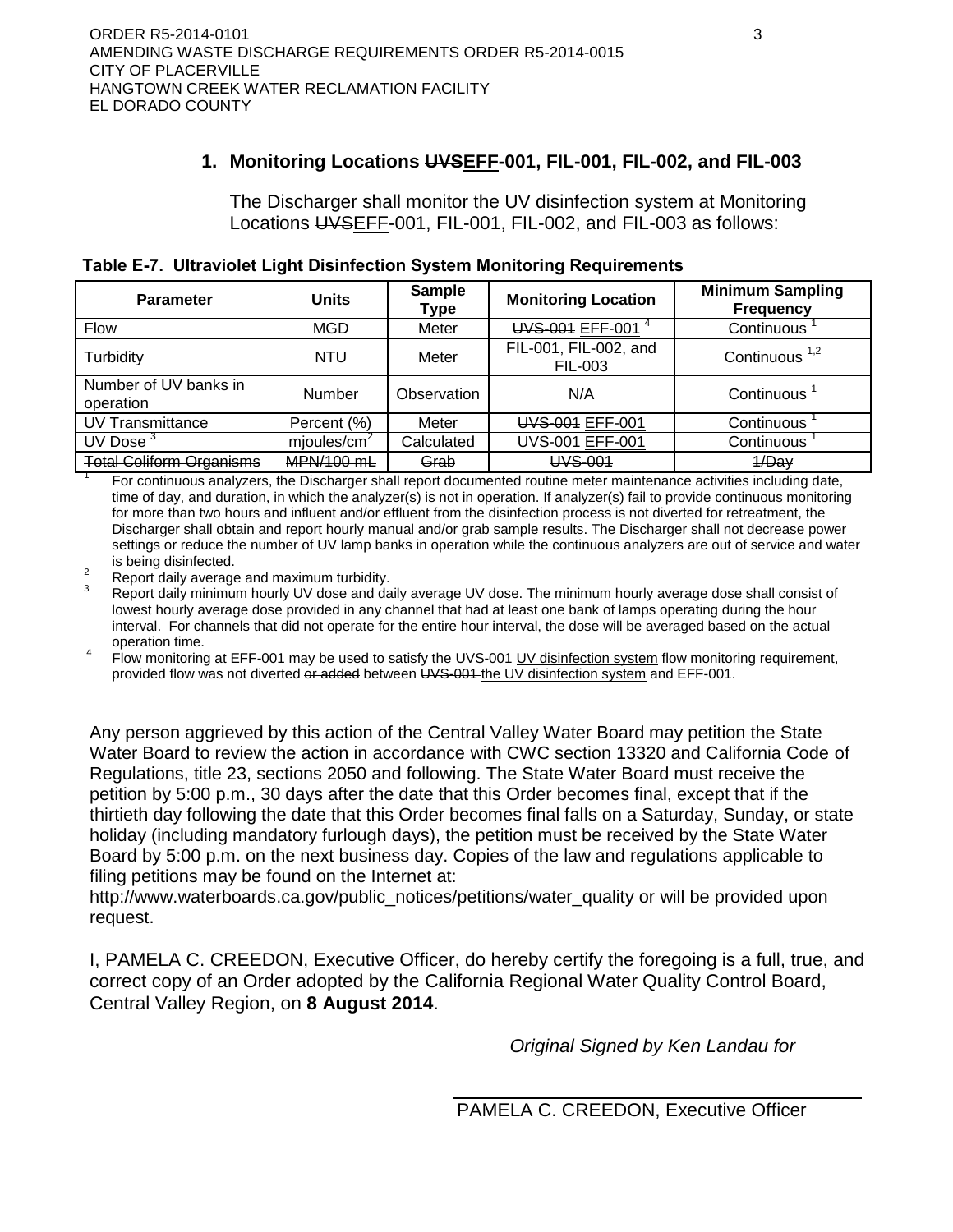### 1. Monitoring Locations ~~UVS~~<u>EFF</u>-001, FIL-001, FIL-002, and FIL-003

The Discharger shall monitor the UV disinfection system at Monitoring Locations ~~UVS~~<u>EFF</u>-001, FIL-001, FIL-002, and FIL-003 as follows:

**Table E-7. Ultraviolet Light Disinfection System Monitoring Requirements**

| Parameter | Units | Sample Type | Monitoring Location | Minimum Sampling Frequency |
|---|---|---|---|---|
| Flow | MGD | Meter | ~~UVS-001~~ <u>EFF-001</u> [4] | Continuous [1] |
| Turbidity | NTU | Meter | FIL-001, FIL-002, and FIL-003 | Continuous [1,2] |
| Number of UV banks in operation | Number | Observation | N/A | Continuous [1] |
| UV Transmittance | Percent (%) | Meter | ~~UVS-001~~ <u>EFF-001</u> | Continuous [1] |
| UV Dose [3] | mjoules/cm$^2$ | Calculated | ~~UVS-001~~ <u>EFF-001</u> | Continuous [1] |
| ~~Total Coliform Organisms~~ | ~~MPN/100 mL~~ | ~~Grab~~ | ~~UVS-001~~ | ~~1/Day~~ |

[1] For continuous analyzers, the Discharger shall report documented routine meter maintenance activities including date, time of day, and duration, in which the analyzer(s) is not in operation. If analyzer(s) fail to provide continuous monitoring for more than two hours and influent and/or effluent from the disinfection process is not diverted for retreatment, the Discharger shall obtain and report hourly manual and/or grab sample results. The Discharger shall not decrease power settings or reduce the number of UV lamp banks in operation while the continuous analyzers are out of service and water is being disinfected.

[2] Report daily average and maximum turbidity.

[3] Report daily minimum hourly UV dose and daily average UV dose. The minimum hourly average dose shall consist of lowest hourly average dose provided in any channel that had at least one bank of lamps operating during the hour interval. For channels that did not operate for the entire hour interval, the dose will be averaged based on the actual operation time.

[4] Flow monitoring at EFF-001 may be used to satisfy the ~~UVS-001~~ <u>UV disinfection system</u> flow monitoring requirement, provided flow was not diverted ~~or added~~ between ~~UVS-001~~ <u>the UV disinfection system</u> and EFF-001.

Any person aggrieved by this action of the Central Valley Water Board may petition the State Water Board to review the action in accordance with CWC section 13320 and California Code of Regulations, title 23, sections 2050 and following. The State Water Board must receive the petition by 5:00 p.m., 30 days after the date that this Order becomes final, except that if the thirtieth day following the date that this Order becomes final falls on a Saturday, Sunday, or state holiday (including mandatory furlough days), the petition must be received by the State Water Board by 5:00 p.m. on the next business day. Copies of the law and regulations applicable to filing petitions may be found on the Internet at: http://www.waterboards.ca.gov/public_notices/petitions/water_quality or will be provided upon request.

I, PAMELA C. CREEDON, Executive Officer, do hereby certify the foregoing is a full, true, and correct copy of an Order adopted by the California Regional Water Quality Control Board, Central Valley Region, on **8 August 2014**.

*Original Signed by Ken Landau for*

PAMELA C. CREEDON, Executive Officer